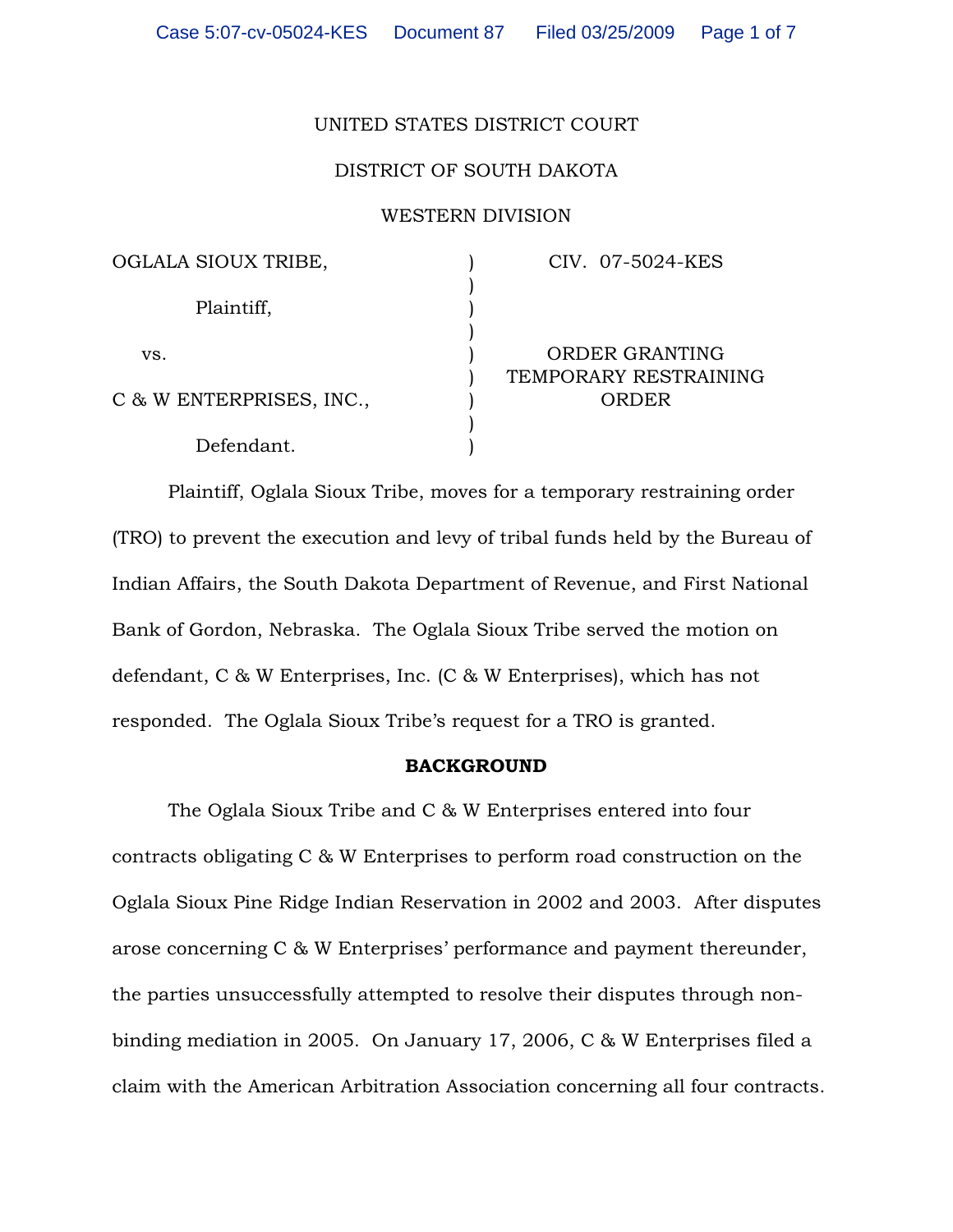UNITED STATES DISTRICT COURT

DISTRICT OF SOUTH DAKOTA

WESTERN DIVISION

| | | |
|---|---|---|
| OGLALA SIOUX TRIBE, | ) | CIV. 07-5024-KES |
| Plaintiff, | ) | |
| vs. | ) | ORDER GRANTING TEMPORARY RESTRAINING ORDER |
| C & W ENTERPRISES, INC., | ) | |
| Defendant. | ) | |

Plaintiff, Oglala Sioux Tribe, moves for a temporary restraining order (TRO) to prevent the execution and levy of tribal funds held by the Bureau of Indian Affairs, the South Dakota Department of Revenue, and First National Bank of Gordon, Nebraska. The Oglala Sioux Tribe served the motion on defendant, C & W Enterprises, Inc. (C & W Enterprises), which has not responded. The Oglala Sioux Tribe's request for a TRO is granted.

**BACKGROUND**

The Oglala Sioux Tribe and C & W Enterprises entered into four contracts obligating C & W Enterprises to perform road construction on the Oglala Sioux Pine Ridge Indian Reservation in 2002 and 2003. After disputes arose concerning C & W Enterprises' performance and payment thereunder, the parties unsuccessfully attempted to resolve their disputes through non-binding mediation in 2005. On January 17, 2006, C & W Enterprises filed a claim with the American Arbitration Association concerning all four contracts.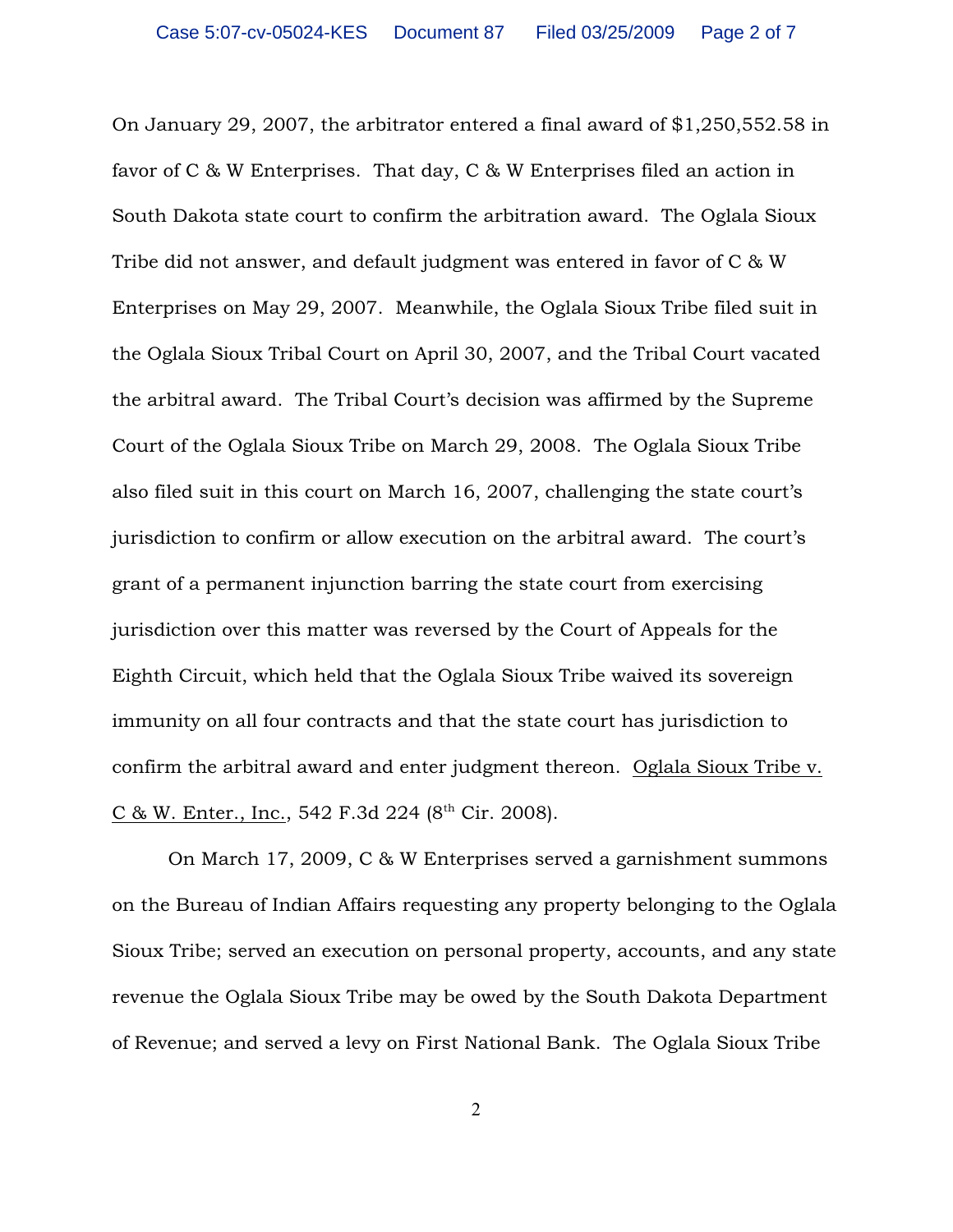On January 29, 2007, the arbitrator entered a final award of $1,250,552.58 in favor of C & W Enterprises. That day, C & W Enterprises filed an action in South Dakota state court to confirm the arbitration award. The Oglala Sioux Tribe did not answer, and default judgment was entered in favor of C & W Enterprises on May 29, 2007. Meanwhile, the Oglala Sioux Tribe filed suit in the Oglala Sioux Tribal Court on April 30, 2007, and the Tribal Court vacated the arbitral award. The Tribal Court's decision was affirmed by the Supreme Court of the Oglala Sioux Tribe on March 29, 2008. The Oglala Sioux Tribe also filed suit in this court on March 16, 2007, challenging the state court's jurisdiction to confirm or allow execution on the arbitral award. The court's grant of a permanent injunction barring the state court from exercising jurisdiction over this matter was reversed by the Court of Appeals for the Eighth Circuit, which held that the Oglala Sioux Tribe waived its sovereign immunity on all four contracts and that the state court has jurisdiction to confirm the arbitral award and enter judgment thereon. Oglala Sioux Tribe v. C & W. Enter., Inc., 542 F.3d 224 (8th Cir. 2008).

On March 17, 2009, C & W Enterprises served a garnishment summons on the Bureau of Indian Affairs requesting any property belonging to the Oglala Sioux Tribe; served an execution on personal property, accounts, and any state revenue the Oglala Sioux Tribe may be owed by the South Dakota Department of Revenue; and served a levy on First National Bank. The Oglala Sioux Tribe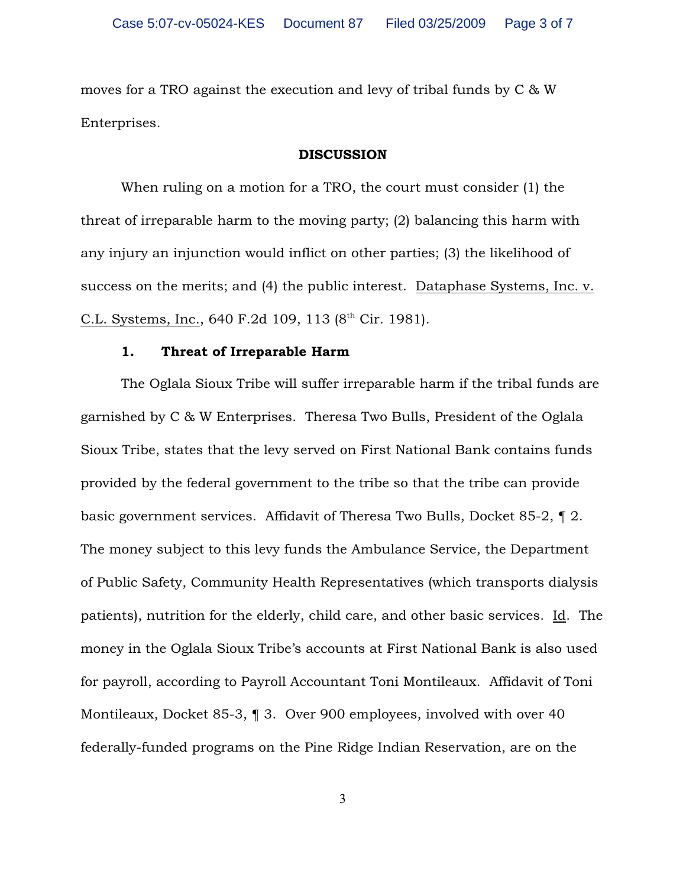moves for a TRO against the execution and levy of tribal funds by C & W Enterprises.

**DISCUSSION**

When ruling on a motion for a TRO, the court must consider (1) the threat of irreparable harm to the moving party; (2) balancing this harm with any injury an injunction would inflict on other parties; (3) the likelihood of success on the merits; and (4) the public interest. Dataphase Systems, Inc. v. C.L. Systems, Inc., 640 F.2d 109, 113 (8th Cir. 1981).

**1. Threat of Irreparable Harm**

The Oglala Sioux Tribe will suffer irreparable harm if the tribal funds are garnished by C & W Enterprises. Theresa Two Bulls, President of the Oglala Sioux Tribe, states that the levy served on First National Bank contains funds provided by the federal government to the tribe so that the tribe can provide basic government services. Affidavit of Theresa Two Bulls, Docket 85-2, ¶ 2. The money subject to this levy funds the Ambulance Service, the Department of Public Safety, Community Health Representatives (which transports dialysis patients), nutrition for the elderly, child care, and other basic services. Id. The money in the Oglala Sioux Tribe's accounts at First National Bank is also used for payroll, according to Payroll Accountant Toni Montileaux. Affidavit of Toni Montileaux, Docket 85-3, ¶ 3. Over 900 employees, involved with over 40 federally-funded programs on the Pine Ridge Indian Reservation, are on the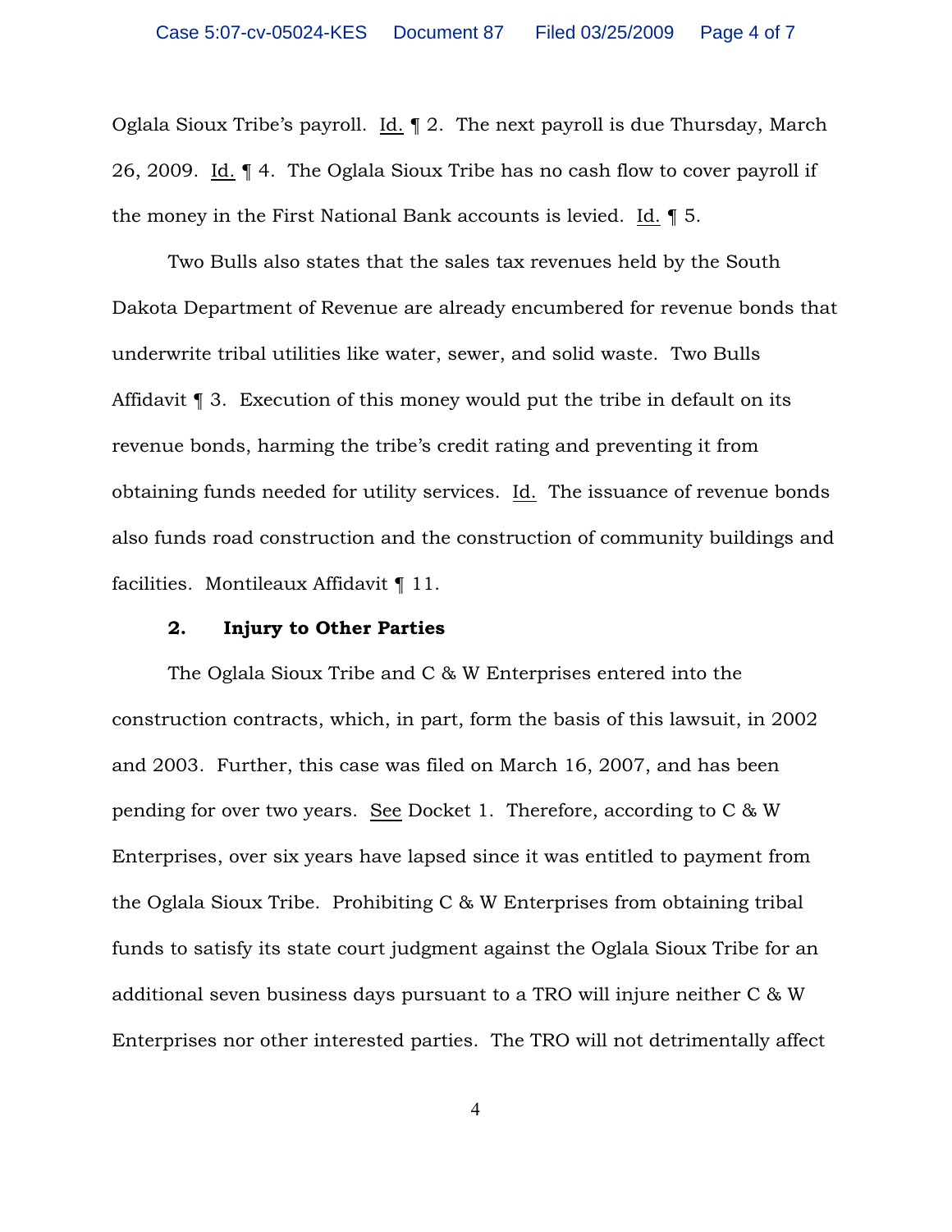Oglala Sioux Tribe's payroll. Id. ¶ 2. The next payroll is due Thursday, March 26, 2009. Id. ¶ 4. The Oglala Sioux Tribe has no cash flow to cover payroll if the money in the First National Bank accounts is levied. Id. ¶ 5.

Two Bulls also states that the sales tax revenues held by the South Dakota Department of Revenue are already encumbered for revenue bonds that underwrite tribal utilities like water, sewer, and solid waste. Two Bulls Affidavit ¶ 3. Execution of this money would put the tribe in default on its revenue bonds, harming the tribe's credit rating and preventing it from obtaining funds needed for utility services. Id. The issuance of revenue bonds also funds road construction and the construction of community buildings and facilities. Montileaux Affidavit ¶ 11.

**2. Injury to Other Parties**

The Oglala Sioux Tribe and C & W Enterprises entered into the construction contracts, which, in part, form the basis of this lawsuit, in 2002 and 2003. Further, this case was filed on March 16, 2007, and has been pending for over two years. See Docket 1. Therefore, according to C & W Enterprises, over six years have lapsed since it was entitled to payment from the Oglala Sioux Tribe. Prohibiting C & W Enterprises from obtaining tribal funds to satisfy its state court judgment against the Oglala Sioux Tribe for an additional seven business days pursuant to a TRO will injure neither C & W Enterprises nor other interested parties. The TRO will not detrimentally affect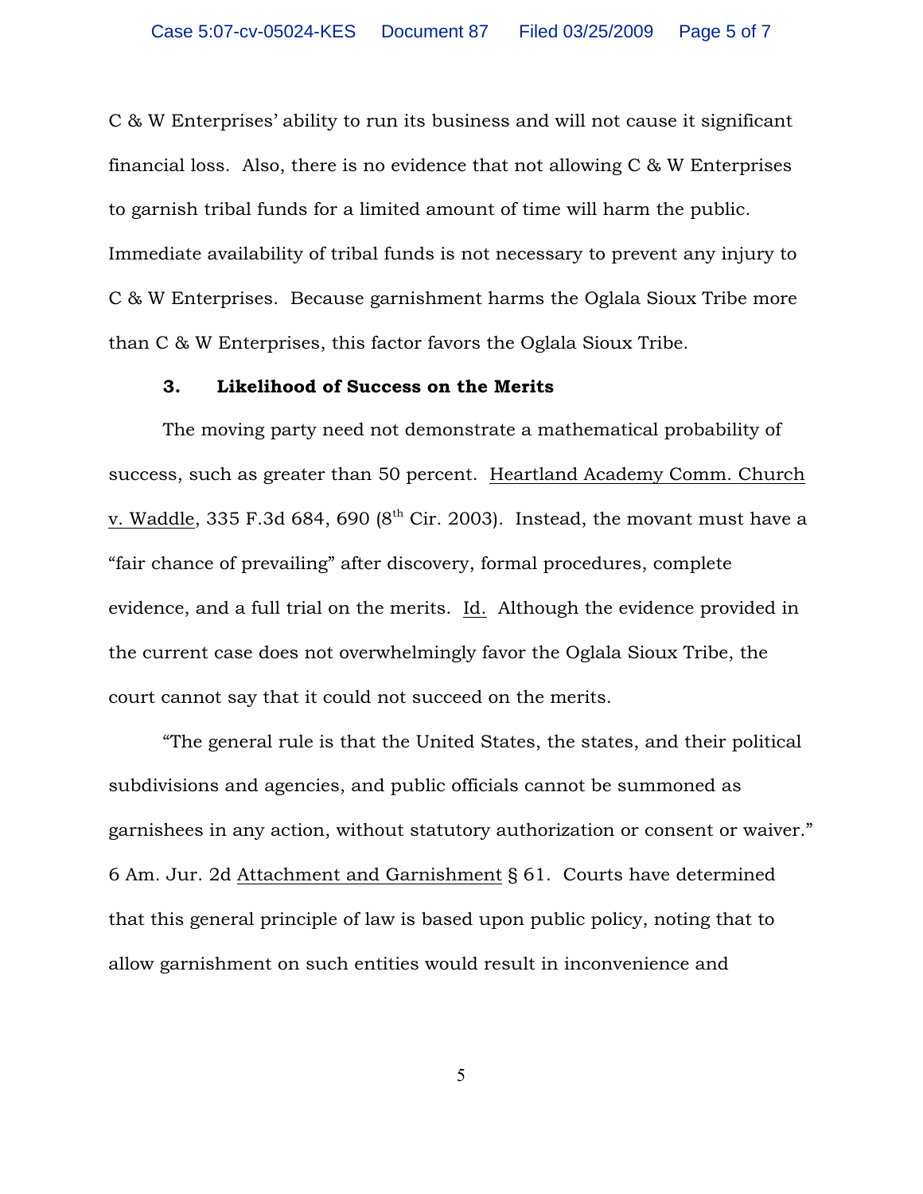C & W Enterprises' ability to run its business and will not cause it significant financial loss. Also, there is no evidence that not allowing C & W Enterprises to garnish tribal funds for a limited amount of time will harm the public. Immediate availability of tribal funds is not necessary to prevent any injury to C & W Enterprises. Because garnishment harms the Oglala Sioux Tribe more than C & W Enterprises, this factor favors the Oglala Sioux Tribe.

### 3. Likelihood of Success on the Merits

The moving party need not demonstrate a mathematical probability of success, such as greater than 50 percent. Heartland Academy Comm. Church v. Waddle, 335 F.3d 684, 690 (8th Cir. 2003). Instead, the movant must have a "fair chance of prevailing" after discovery, formal procedures, complete evidence, and a full trial on the merits. Id. Although the evidence provided in the current case does not overwhelmingly favor the Oglala Sioux Tribe, the court cannot say that it could not succeed on the merits.

"The general rule is that the United States, the states, and their political subdivisions and agencies, and public officials cannot be summoned as garnishees in any action, without statutory authorization or consent or waiver." 6 Am. Jur. 2d Attachment and Garnishment § 61. Courts have determined that this general principle of law is based upon public policy, noting that to allow garnishment on such entities would result in inconvenience and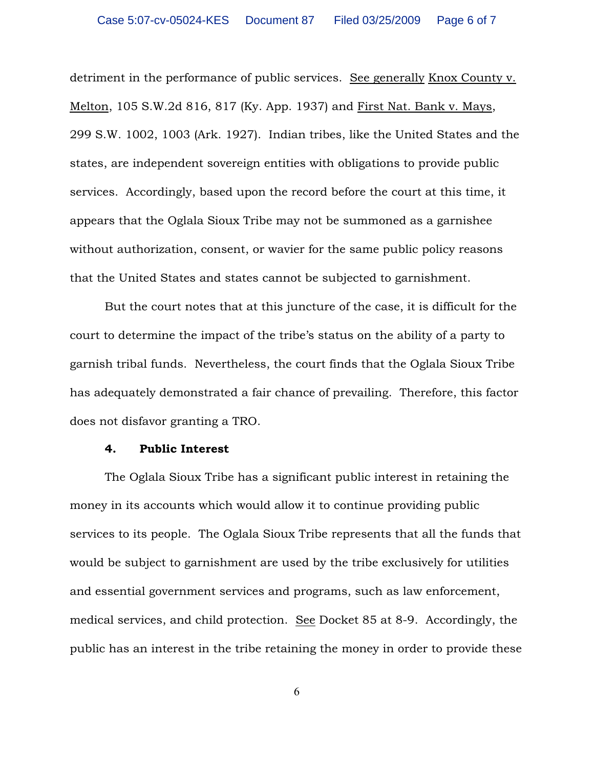detriment in the performance of public services. See generally Knox County v. Melton, 105 S.W.2d 816, 817 (Ky. App. 1937) and First Nat. Bank v. Mays, 299 S.W. 1002, 1003 (Ark. 1927). Indian tribes, like the United States and the states, are independent sovereign entities with obligations to provide public services. Accordingly, based upon the record before the court at this time, it appears that the Oglala Sioux Tribe may not be summoned as a garnishee without authorization, consent, or wavier for the same public policy reasons that the United States and states cannot be subjected to garnishment.

But the court notes that at this juncture of the case, it is difficult for the court to determine the impact of the tribe's status on the ability of a party to garnish tribal funds. Nevertheless, the court finds that the Oglala Sioux Tribe has adequately demonstrated a fair chance of prevailing. Therefore, this factor does not disfavor granting a TRO.

### 4. Public Interest

The Oglala Sioux Tribe has a significant public interest in retaining the money in its accounts which would allow it to continue providing public services to its people. The Oglala Sioux Tribe represents that all the funds that would be subject to garnishment are used by the tribe exclusively for utilities and essential government services and programs, such as law enforcement, medical services, and child protection. See Docket 85 at 8-9. Accordingly, the public has an interest in the tribe retaining the money in order to provide these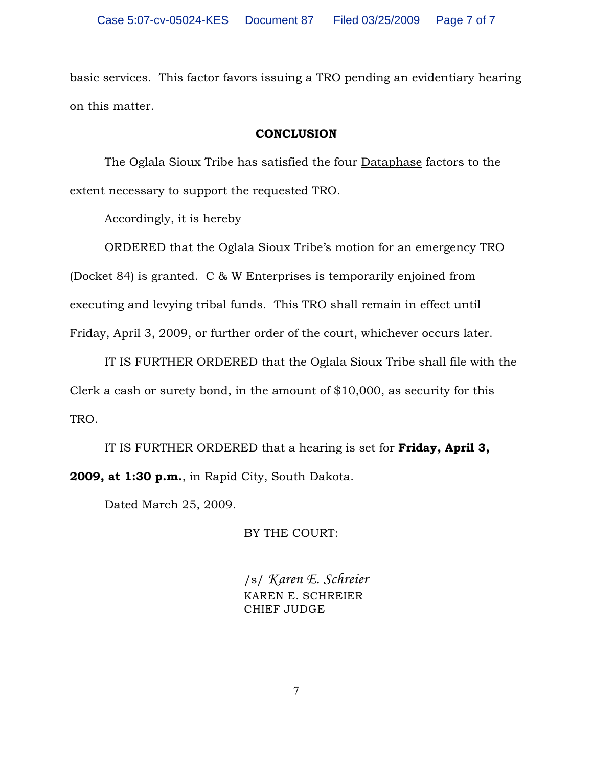basic services. This factor favors issuing a TRO pending an evidentiary hearing on this matter.

**CONCLUSION**

The Oglala Sioux Tribe has satisfied the four Dataphase factors to the extent necessary to support the requested TRO.

Accordingly, it is hereby

ORDERED that the Oglala Sioux Tribe's motion for an emergency TRO (Docket 84) is granted. C & W Enterprises is temporarily enjoined from executing and levying tribal funds. This TRO shall remain in effect until Friday, April 3, 2009, or further order of the court, whichever occurs later.

IT IS FURTHER ORDERED that the Oglala Sioux Tribe shall file with the Clerk a cash or surety bond, in the amount of $10,000, as security for this TRO.

IT IS FURTHER ORDERED that a hearing is set for **Friday, April 3, 2009, at 1:30 p.m.**, in Rapid City, South Dakota.

Dated March 25, 2009.

BY THE COURT:

/s/ *Karen E. Schreier*
KAREN E. SCHREIER
CHIEF JUDGE